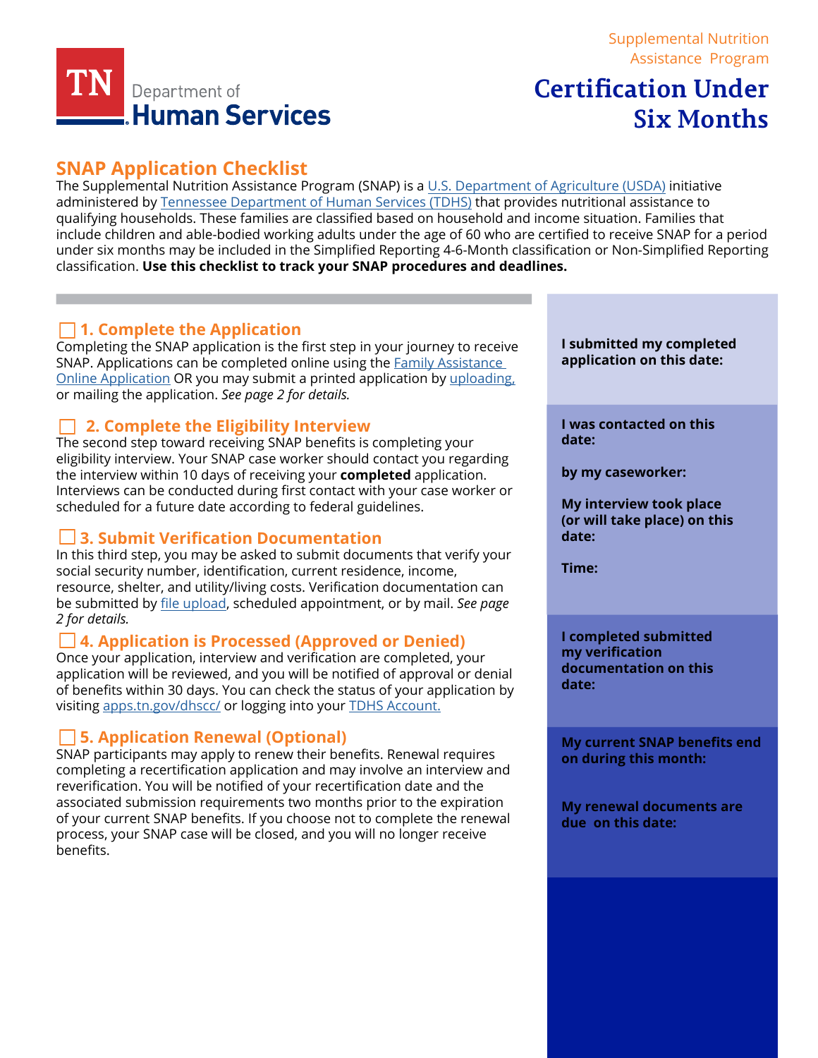Supplemental Nutrition Assistance Program

# Certification Under Six Months

TN Department of Human Services

## SNAP Application Checklist

The Supplemental Nutrition Assistance Program (SNAP) is a U.S. Department of Agriculture (USDA) initiative administered by Tennessee Department of Human Services (TDHS) that provides nutritional assistance to qualifying households. These families are classified based on household and income situation. Families that include children and able-bodied working adults under the age of 60 who are certified to receive SNAP for a period under six months may be included in the Simplified Reporting 4-6-Month classification or Non-Simplified Reporting classification. **Use this checklist to track your SNAP procedures and deadlines.**

### ☐ 1. Complete the Application

Completing the SNAP application is the first step in your journey to receive SNAP. Applications can be completed online using the Family Assistance Online Application OR you may submit a printed application by uploading, or mailing the application. *See page 2 for details.*

**I submitted my completed application on this date:**

### ☐ 2. Complete the Eligibility Interview

The second step toward receiving SNAP benefits is completing your eligibility interview. Your SNAP case worker should contact you regarding the interview within 10 days of receiving your **completed** application. Interviews can be conducted during first contact with your case worker or scheduled for a future date according to federal guidelines.

**I was contacted on this date:**

**by my caseworker:**

**My interview took place (or will take place) on this date:**

**Time:**

### ☐ 3. Submit Verification Documentation

In this third step, you may be asked to submit documents that verify your social security number, identification, current residence, income, resource, shelter, and utility/living costs. Verification documentation can be submitted by file upload, scheduled appointment, or by mail. *See page 2 for details.*

**I completed submitted my verification documentation on this date:**

### ☐ 4. Application is Processed (Approved or Denied)

Once your application, interview and verification are completed, your application will be reviewed, and you will be notified of approval or denial of benefits within 30 days. You can check the status of your application by visiting apps.tn.gov/dhscc/ or logging into your TDHS Account.

### ☐ 5. Application Renewal (Optional)

SNAP participants may apply to renew their benefits. Renewal requires completing a recertification application and may involve an interview and reverification. You will be notified of your recertification date and the associated submission requirements two months prior to the expiration of your current SNAP benefits. If you choose not to complete the renewal process, your SNAP case will be closed, and you will no longer receive benefits.

**My current SNAP benefits end on during this month:**

**My renewal documents are due on this date:**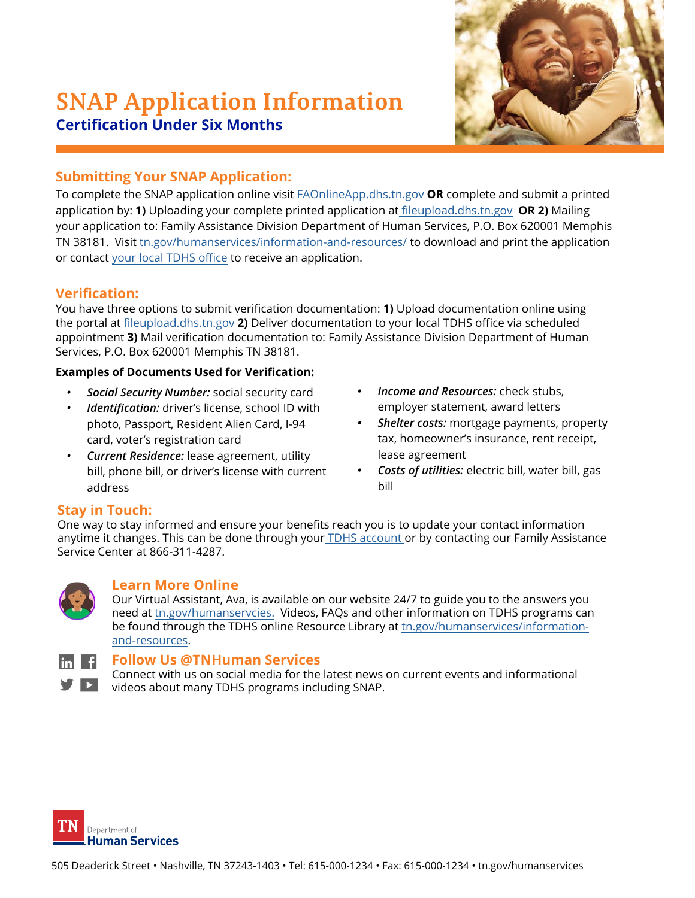# SNAP Application Information

## Certification Under Six Months

### Submitting Your SNAP Application:

To complete the SNAP application online visit FAOnlineApp.dhs.tn.gov **OR** complete and submit a printed application by: **1)** Uploading your complete printed application at fileupload.dhs.tn.gov **OR 2)** Mailing your application to: Family Assistance Division Department of Human Services, P.O. Box 620001 Memphis TN 38181. Visit tn.gov/humanservices/information-and-resources/ to download and print the application or contact your local TDHS office to receive an application.

### Verification:

You have three options to submit verification documentation: **1)** Upload documentation online using the portal at fileupload.dhs.tn.gov **2)** Deliver documentation to your local TDHS office via scheduled appointment **3)** Mail verification documentation to: Family Assistance Division Department of Human Services, P.O. Box 620001 Memphis TN 38181.

**Examples of Documents Used for Verification:**

- ***Social Security Number:*** social security card
- ***Identification:*** driver's license, school ID with photo, Passport, Resident Alien Card, I-94 card, voter's registration card
- ***Current Residence:*** lease agreement, utility bill, phone bill, or driver's license with current address
- ***Income and Resources:*** check stubs, employer statement, award letters
- ***Shelter costs:*** mortgage payments, property tax, homeowner's insurance, rent receipt, lease agreement
- ***Costs of utilities:*** electric bill, water bill, gas bill

### Stay in Touch:

One way to stay informed and ensure your benefits reach you is to update your contact information anytime it changes. This can be done through your TDHS account or by contacting our Family Assistance Service Center at 866-311-4287.

### Learn More Online

Our Virtual Assistant, Ava, is available on our website 24/7 to guide you to the answers you need at tn.gov/humanservcies. Videos, FAQs and other information on TDHS programs can be found through the TDHS online Resource Library at tn.gov/humanservices/information-and-resources.

### Follow Us @TNHuman Services

Connect with us on social media for the latest news on current events and informational videos about many TDHS programs including SNAP.

TN Department of Human Services

505 Deaderick Street • Nashville, TN 37243-1403 • Tel: 615-000-1234 • Fax: 615-000-1234 • tn.gov/humanservices